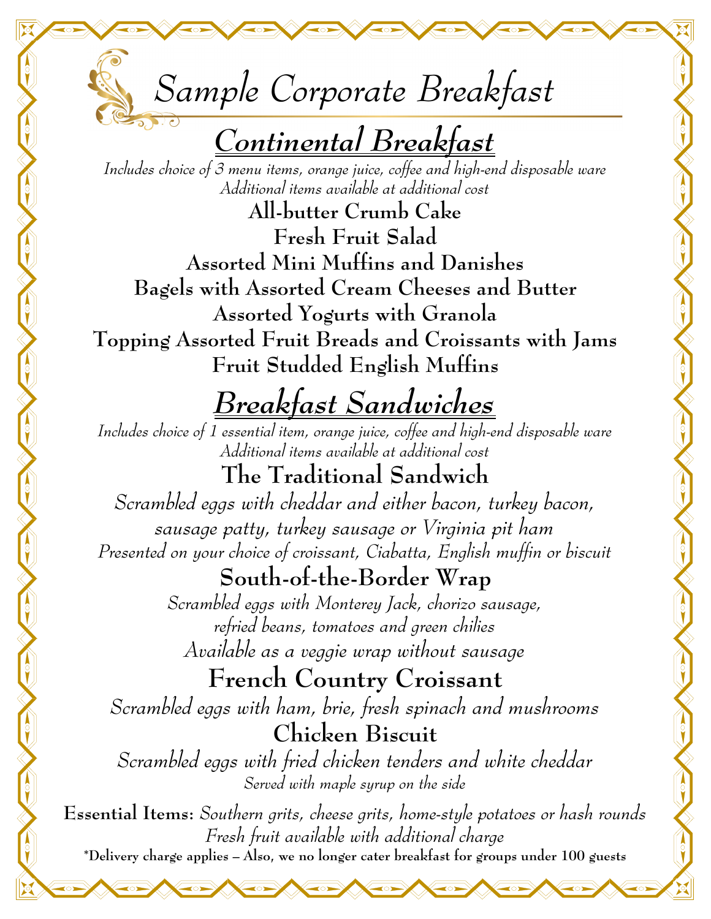# *Sample Corporate Breakfast*

## ***Continental Breakfast***

*Includes choice of 3 menu items, orange juice, coffee and high-end disposable ware*
*Additional items available at additional cost*

**All-butter Crumb Cake**
**Fresh Fruit Salad**
**Assorted Mini Muffins and Danishes**
**Bagels with Assorted Cream Cheeses and Butter**
**Assorted Yogurts with Granola**
**Topping Assorted Fruit Breads and Croissants with Jams**
**Fruit Studded English Muffins**

## ***Breakfast Sandwiches***

*Includes choice of 1 essential item, orange juice, coffee and high-end disposable ware*
*Additional items available at additional cost*

### The Traditional Sandwich

*Scrambled eggs with cheddar and either bacon, turkey bacon, sausage patty, turkey sausage or Virginia pit ham*
*Presented on your choice of croissant, Ciabatta, English muffin or biscuit*

### South-of-the-Border Wrap

*Scrambled eggs with Monterey Jack, chorizo sausage, refried beans, tomatoes and green chilies*
*Available as a veggie wrap without sausage*

### French Country Croissant

*Scrambled eggs with ham, brie, fresh spinach and mushrooms*

### Chicken Biscuit

*Scrambled eggs with fried chicken tenders and white cheddar*
*Served with maple syrup on the side*

**Essential Items:** *Southern grits, cheese grits, home-style potatoes or hash rounds*
*Fresh fruit available with additional charge*

**\*Delivery charge applies – Also, we no longer cater breakfast for groups under 100 guests**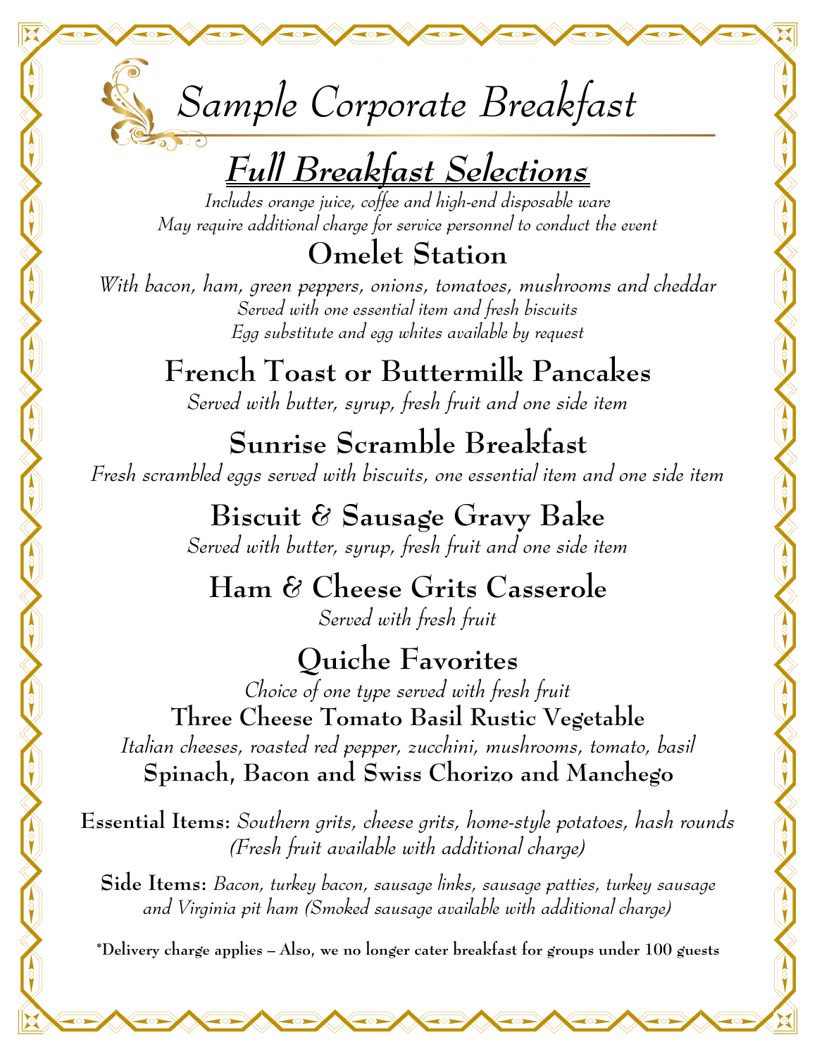# Sample Corporate Breakfast

## ***Full Breakfast Selections***

*Includes orange juice, coffee and high-end disposable ware*
*May require additional charge for service personnel to conduct the event*

### Omelet Station

*With bacon, ham, green peppers, onions, tomatoes, mushrooms and cheddar*
*Served with one essential item and fresh biscuits*
*Egg substitute and egg whites available by request*

### French Toast or Buttermilk Pancakes

*Served with butter, syrup, fresh fruit and one side item*

### Sunrise Scramble Breakfast

*Fresh scrambled eggs served with biscuits, one essential item and one side item*

### Biscuit & Sausage Gravy Bake

*Served with butter, syrup, fresh fruit and one side item*

### Ham & Cheese Grits Casserole

*Served with fresh fruit*

### Quiche Favorites

*Choice of one type served with fresh fruit*

**Three Cheese Tomato Basil Rustic Vegetable**

*Italian cheeses, roasted red pepper, zucchini, mushrooms, tomato, basil*

**Spinach, Bacon and Swiss Chorizo and Manchego**

**Essential Items:** *Southern grits, cheese grits, home-style potatoes, hash rounds (Fresh fruit available with additional charge)*

**Side Items:** *Bacon, turkey bacon, sausage links, sausage patties, turkey sausage and Virginia pit ham (Smoked sausage available with additional charge)*

**\*Delivery charge applies – Also, we no longer cater breakfast for groups under 100 guests**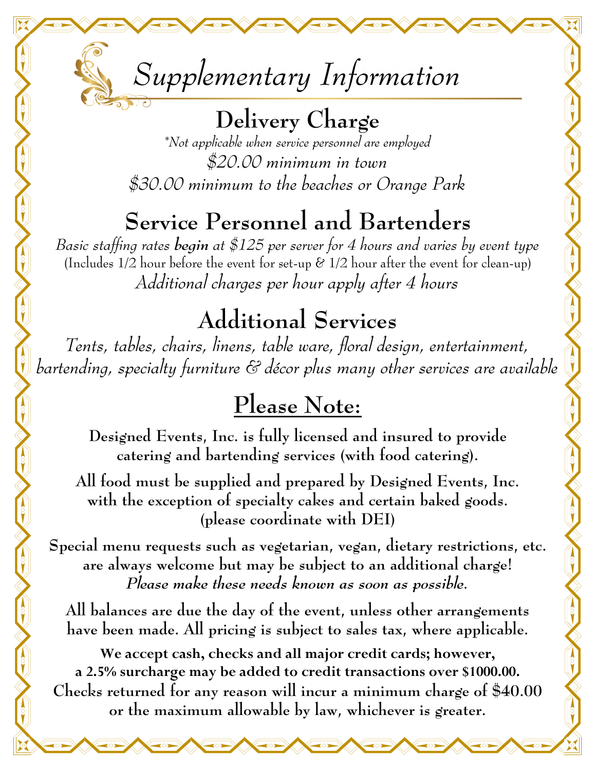# *Supplementary Information*

## Delivery Charge

*\*Not applicable when service personnel are employed*

*$20.00 minimum in town*

*$30.00 minimum to the beaches or Orange Park*

## Service Personnel and Bartenders

*Basic staffing rates* ***begin*** *at $125 per server for 4 hours and varies by event type*

(Includes 1/2 hour before the event for set-up & 1/2 hour after the event for clean-up)

*Additional charges per hour apply after 4 hours*

## Additional Services

*Tents, tables, chairs, linens, table ware, floral design, entertainment, bartending, specialty furniture & décor plus many other services are available*

## Please Note:

**Designed Events, Inc. is fully licensed and insured to provide catering and bartending services (with food catering).**

**All food must be supplied and prepared by Designed Events, Inc. with the exception of specialty cakes and certain baked goods. (please coordinate with DEI)**

**Special menu requests such as vegetarian, vegan, dietary restrictions, etc. are always welcome but may be subject to an additional charge!** ***Please make these needs known as soon as possible.***

**All balances are due the day of the event, unless other arrangements have been made. All pricing is subject to sales tax, where applicable.**

**We accept cash, checks and all major credit cards; however, a 2.5% surcharge may be added to credit transactions over $1000.00. Checks returned for any reason will incur a minimum charge of $40.00 or the maximum allowable by law, whichever is greater.**